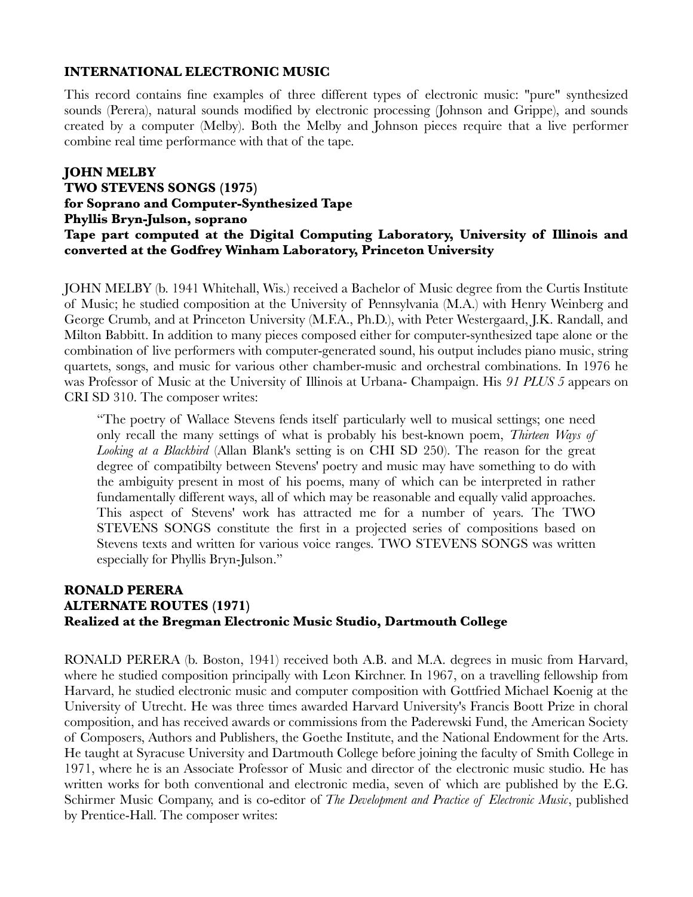**INTERNATIONAL ELECTRONIC MUSIC**

This record contains fine examples of three different types of electronic music: "pure" synthesized sounds (Perera), natural sounds modified by electronic processing (Johnson and Grippe), and sounds created by a computer (Melby). Both the Melby and Johnson pieces require that a live performer combine real time performance with that of the tape.

**JOHN MELBY**
**TWO STEVENS SONGS (1975)**
**for Soprano and Computer-Synthesized Tape**
**Phyllis Bryn-Julson, soprano**
**Tape part computed at the Digital Computing Laboratory, University of Illinois and converted at the Godfrey Winham Laboratory, Princeton University**

JOHN MELBY (b. 1941 Whitehall, Wis.) received a Bachelor of Music degree from the Curtis Institute of Music; he studied composition at the University of Pennsylvania (M.A.) with Henry Weinberg and George Crumb, and at Princeton University (M.F.A., Ph.D.), with Peter Westergaard, J.K. Randall, and Milton Babbitt. In addition to many pieces composed either for computer-synthesized tape alone or the combination of live performers with computer-generated sound, his output includes piano music, string quartets, songs, and music for various other chamber-music and orchestral combinations. In 1976 he was Professor of Music at the University of Illinois at Urbana- Champaign. His *91 PLUS 5* appears on CRI SD 310. The composer writes:

> "The poetry of Wallace Stevens fends itself particularly well to musical settings; one need only recall the many settings of what is probably his best-known poem, *Thirteen Ways of Looking at a Blackbird* (Allan Blank's setting is on CHI SD 250). The reason for the great degree of compatibilty between Stevens' poetry and music may have something to do with the ambiguity present in most of his poems, many of which can be interpreted in rather fundamentally different ways, all of which may be reasonable and equally valid approaches. This aspect of Stevens' work has attracted me for a number of years. The TWO STEVENS SONGS constitute the first in a projected series of compositions based on Stevens texts and written for various voice ranges. TWO STEVENS SONGS was written especially for Phyllis Bryn-Julson."

**RONALD PERERA**
**ALTERNATE ROUTES (1971)**
**Realized at the Bregman Electronic Music Studio, Dartmouth College**

RONALD PERERA (b. Boston, 1941) received both A.B. and M.A. degrees in music from Harvard, where he studied composition principally with Leon Kirchner. In 1967, on a travelling fellowship from Harvard, he studied electronic music and computer composition with Gottfried Michael Koenig at the University of Utrecht. He was three times awarded Harvard University's Francis Boott Prize in choral composition, and has received awards or commissions from the Paderewski Fund, the American Society of Composers, Authors and Publishers, the Goethe Institute, and the National Endowment for the Arts. He taught at Syracuse University and Dartmouth College before joining the faculty of Smith College in 1971, where he is an Associate Professor of Music and director of the electronic music studio. He has written works for both conventional and electronic media, seven of which are published by the E.G. Schirmer Music Company, and is co-editor of *The Development and Practice of Electronic Music*, published by Prentice-Hall. The composer writes: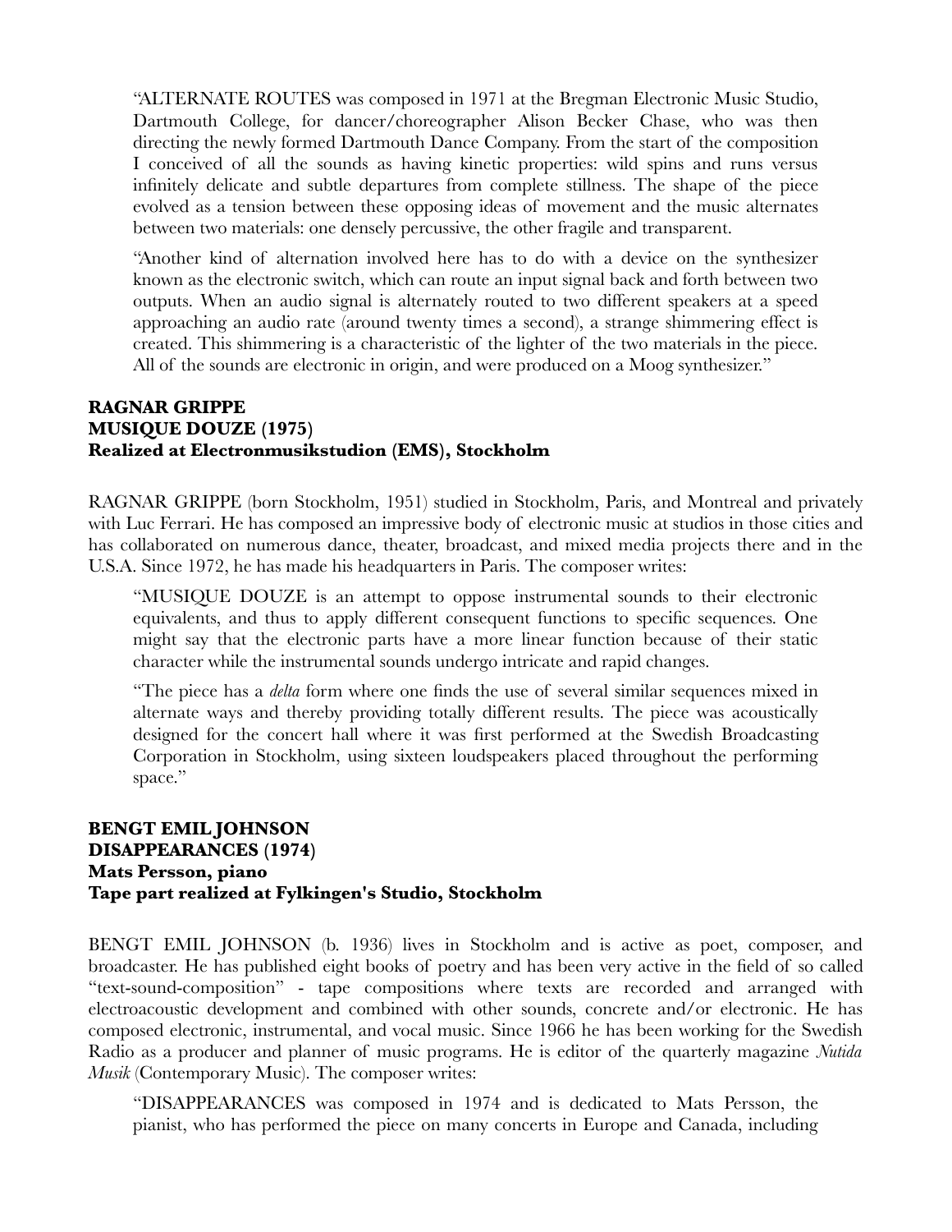"ALTERNATE ROUTES was composed in 1971 at the Bregman Electronic Music Studio, Dartmouth College, for dancer/choreographer Alison Becker Chase, who was then directing the newly formed Dartmouth Dance Company. From the start of the composition I conceived of all the sounds as having kinetic properties: wild spins and runs versus infinitely delicate and subtle departures from complete stillness. The shape of the piece evolved as a tension between these opposing ideas of movement and the music alternates between two materials: one densely percussive, the other fragile and transparent.

"Another kind of alternation involved here has to do with a device on the synthesizer known as the electronic switch, which can route an input signal back and forth between two outputs. When an audio signal is alternately routed to two different speakers at a speed approaching an audio rate (around twenty times a second), a strange shimmering effect is created. This shimmering is a characteristic of the lighter of the two materials in the piece. All of the sounds are electronic in origin, and were produced on a Moog synthesizer."

**RAGNAR GRIPPE**
**MUSIQUE DOUZE (1975)**
**Realized at Electronmusikstudion (EMS), Stockholm**

RAGNAR GRIPPE (born Stockholm, 1951) studied in Stockholm, Paris, and Montreal and privately with Luc Ferrari. He has composed an impressive body of electronic music at studios in those cities and has collaborated on numerous dance, theater, broadcast, and mixed media projects there and in the U.S.A. Since 1972, he has made his headquarters in Paris. The composer writes:

"MUSIQUE DOUZE is an attempt to oppose instrumental sounds to their electronic equivalents, and thus to apply different consequent functions to specific sequences. One might say that the electronic parts have a more linear function because of their static character while the instrumental sounds undergo intricate and rapid changes.

"The piece has a *delta* form where one finds the use of several similar sequences mixed in alternate ways and thereby providing totally different results. The piece was acoustically designed for the concert hall where it was first performed at the Swedish Broadcasting Corporation in Stockholm, using sixteen loudspeakers placed throughout the performing space."

**BENGT EMIL JOHNSON**
**DISAPPEARANCES (1974)**
**Mats Persson, piano**
**Tape part realized at Fylkingen's Studio, Stockholm**

BENGT EMIL JOHNSON (b. 1936) lives in Stockholm and is active as poet, composer, and broadcaster. He has published eight books of poetry and has been very active in the field of so called "text-sound-composition" - tape compositions where texts are recorded and arranged with electroacoustic development and combined with other sounds, concrete and/or electronic. He has composed electronic, instrumental, and vocal music. Since 1966 he has been working for the Swedish Radio as a producer and planner of music programs. He is editor of the quarterly magazine *Nutida Musik* (Contemporary Music). The composer writes:

"DISAPPEARANCES was composed in 1974 and is dedicated to Mats Persson, the pianist, who has performed the piece on many concerts in Europe and Canada, including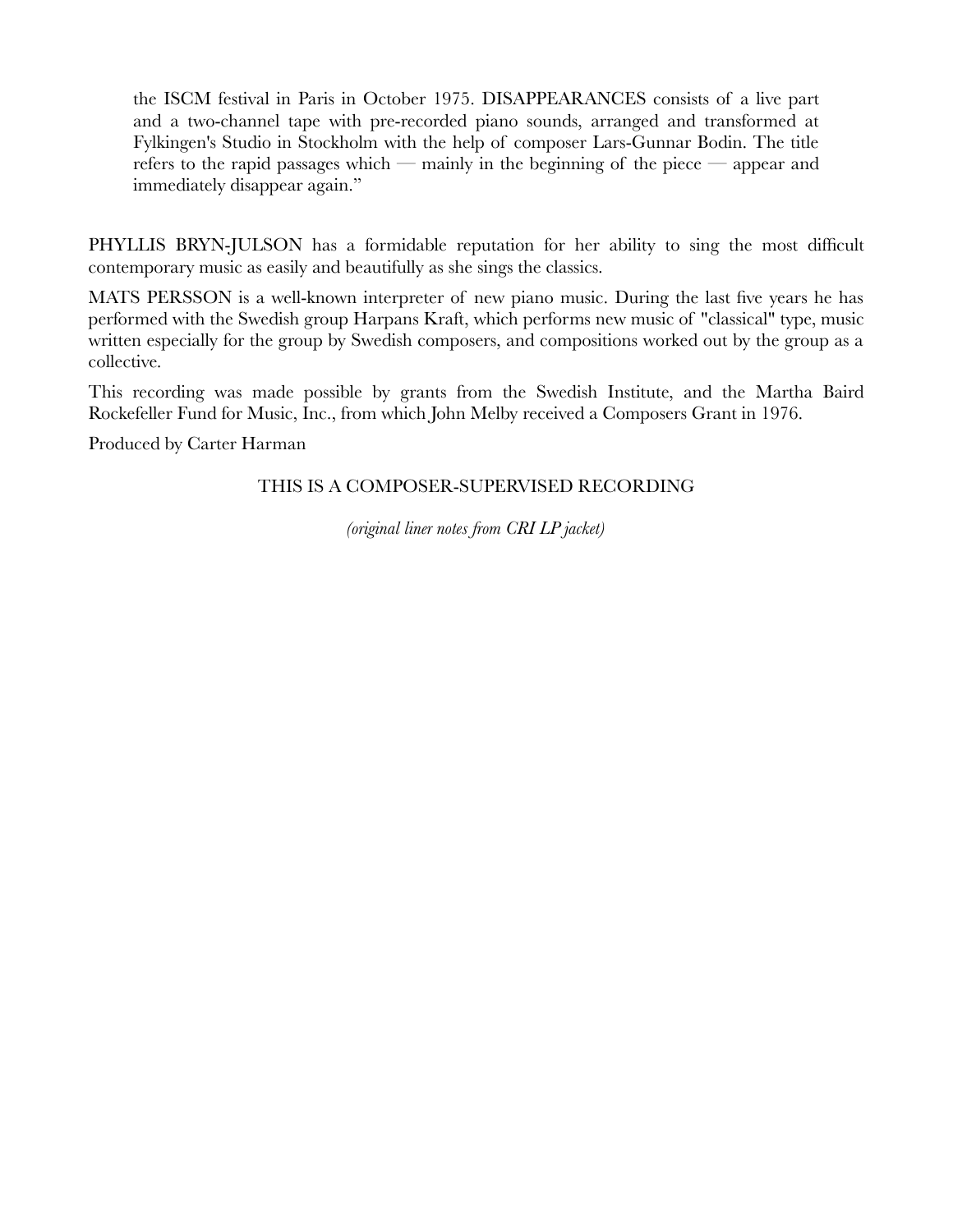the ISCM festival in Paris in October 1975. DISAPPEARANCES consists of a live part and a two-channel tape with pre-recorded piano sounds, arranged and transformed at Fylkingen's Studio in Stockholm with the help of composer Lars-Gunnar Bodin. The title refers to the rapid passages which — mainly in the beginning of the piece — appear and immediately disappear again."

PHYLLIS BRYN-JULSON has a formidable reputation for her ability to sing the most difficult contemporary music as easily and beautifully as she sings the classics.

MATS PERSSON is a well-known interpreter of new piano music. During the last five years he has performed with the Swedish group Harpans Kraft, which performs new music of "classical" type, music written especially for the group by Swedish composers, and compositions worked out by the group as a collective.

This recording was made possible by grants from the Swedish Institute, and the Martha Baird Rockefeller Fund for Music, Inc., from which John Melby received a Composers Grant in 1976.

Produced by Carter Harman

THIS IS A COMPOSER-SUPERVISED RECORDING

*(original liner notes from CRI LP jacket)*